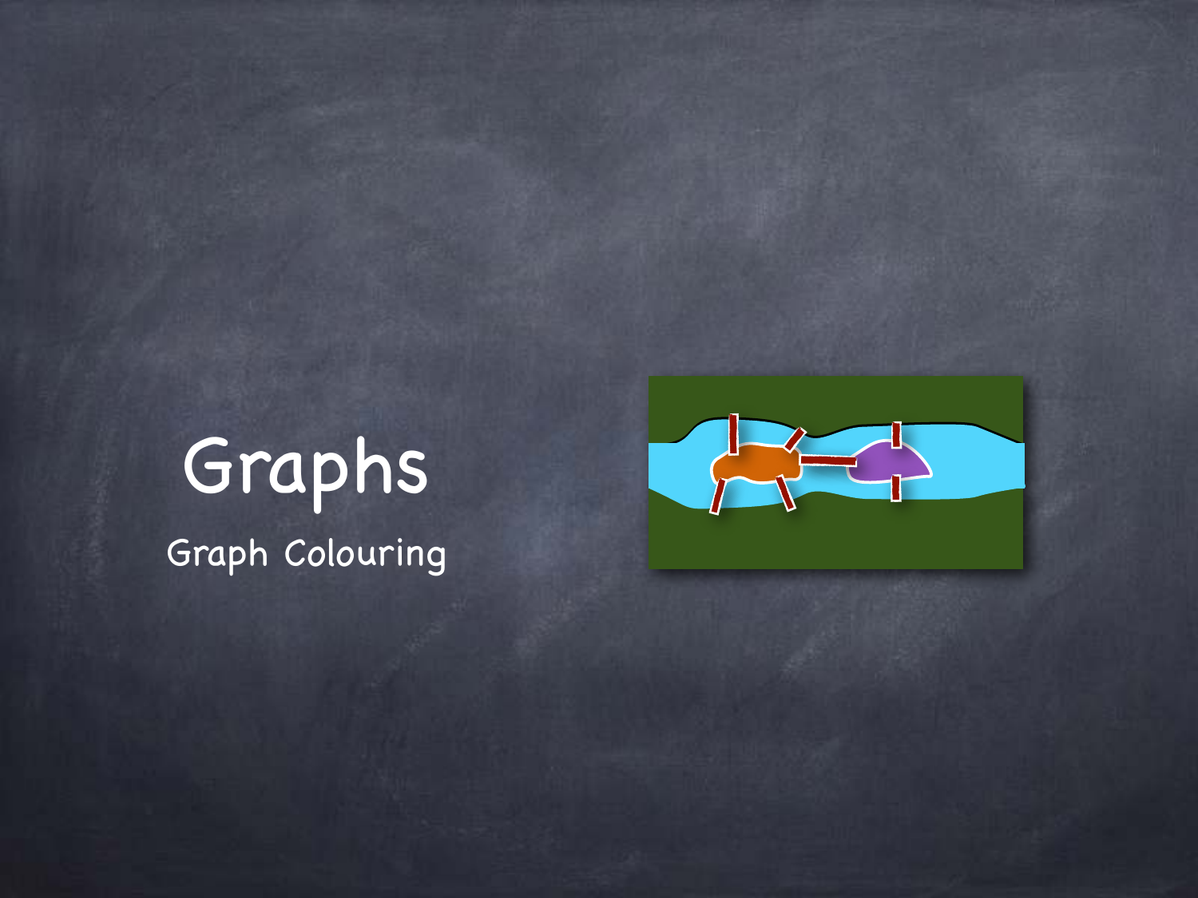# Graphs

## Graph Colouring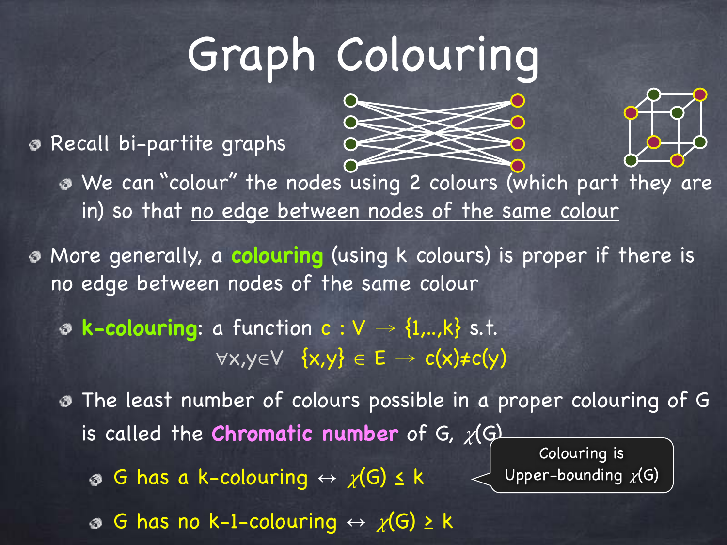# Graph Colouring

- Recall bi-partite graphs
  - We can "colour" the nodes using 2 colours (which part they are in) so that <u>no edge between nodes of the same colour</u>
- More generally, a **colouring** (using k colours) is proper if there is no edge between nodes of the same colour
  - **k-colouring**: a function $c : V \rightarrow \{1,..,k\}$ s.t.

    $\forall x,y \in V \quad \{x,y\} \in E \rightarrow c(x) \neq c(y)$
  - The least number of colours possible in a proper colouring of G is called the **Chromatic number** of G, $\chi(G)$
    - G has a k-colouring $\leftrightarrow$ $\chi(G) \leq k$
    - G has no k-1-colouring $\leftrightarrow$ $\chi(G) \geq k$

Colouring is Upper-bounding $\chi(G)$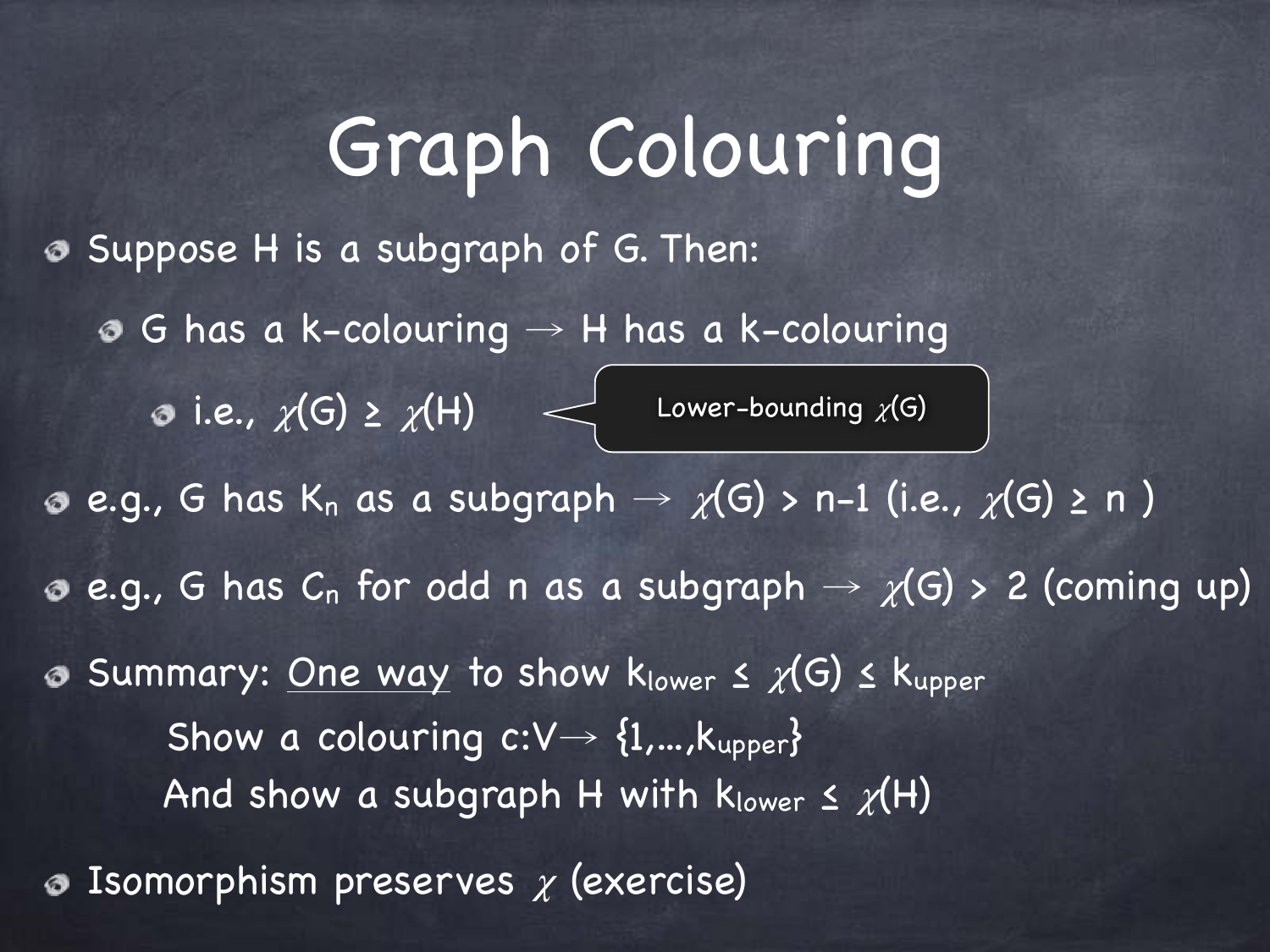# Graph Colouring

- Suppose H is a subgraph of G. Then:
  - G has a k-colouring → H has a k-colouring
    - i.e., $\chi(G) \geq \chi(H)$ — Lower-bounding $\chi(G)$
- e.g., G has $K_n$ as a subgraph → $\chi(G) > n-1$ (i.e., $\chi(G) \geq n$ )
- e.g., G has $C_n$ for odd n as a subgraph → $\chi(G) > 2$ (coming up)
- Summary: <u>One way</u> to show $k_{lower} \leq \chi(G) \leq k_{upper}$

  Show a colouring $c:V \to \{1,\ldots,k_{upper}\}$

  And show a subgraph H with $k_{lower} \leq \chi(H)$
- Isomorphism preserves $\chi$ (exercise)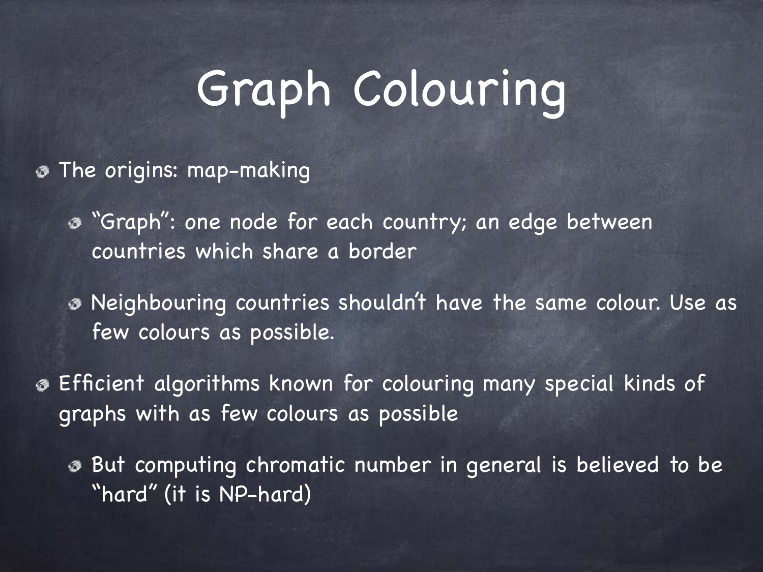# Graph Colouring

- The origins: map-making
  - "Graph": one node for each country; an edge between countries which share a border
  - Neighbouring countries shouldn't have the same colour. Use as few colours as possible.
- Efficient algorithms known for colouring many special kinds of graphs with as few colours as possible
  - But computing chromatic number in general is believed to be "hard" (it is NP-hard)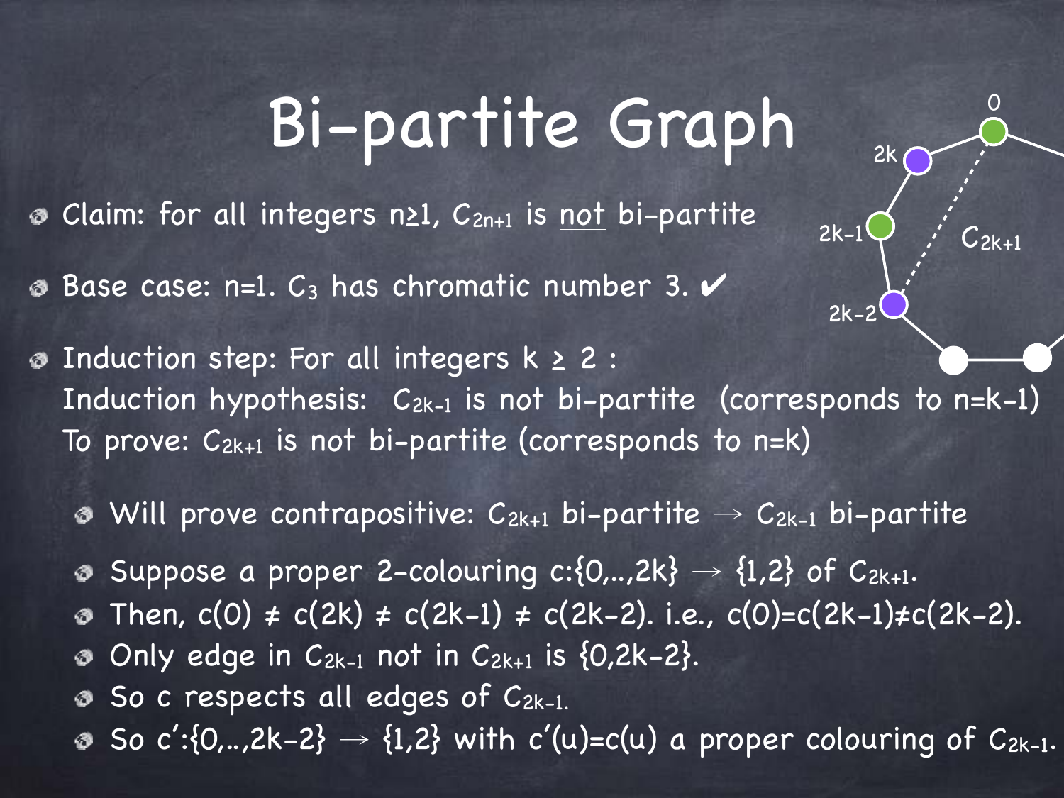# Bi-partite Graph

- Claim: for all integers $n \geq 1$, $C_{2n+1}$ is <u>not</u> bi-partite
- Base case: $n=1$. $C_3$ has chromatic number 3. ✔
- Induction step: For all integers $k \geq 2$ :
  Induction hypothesis: $C_{2k-1}$ is not bi-partite (corresponds to $n=k-1$)
  To prove: $C_{2k+1}$ is not bi-partite (corresponds to $n=k$)
  - Will prove contrapositive: $C_{2k+1}$ bi-partite $\rightarrow$ $C_{2k-1}$ bi-partite
  - Suppose a proper 2-colouring $c:\{0,..,2k\} \rightarrow \{1,2\}$ of $C_{2k+1}$.
  - Then, $c(0) \neq c(2k) \neq c(2k-1) \neq c(2k-2)$. i.e., $c(0)=c(2k-1)\neq c(2k-2)$.
  - Only edge in $C_{2k-1}$ not in $C_{2k+1}$ is $\{0,2k-2\}$.
  - So c respects all edges of $C_{2k-1}$.
  - So $c':\{0,..,2k-2\} \rightarrow \{1,2\}$ with $c'(u)=c(u)$ a proper colouring of $C_{2k-1}$.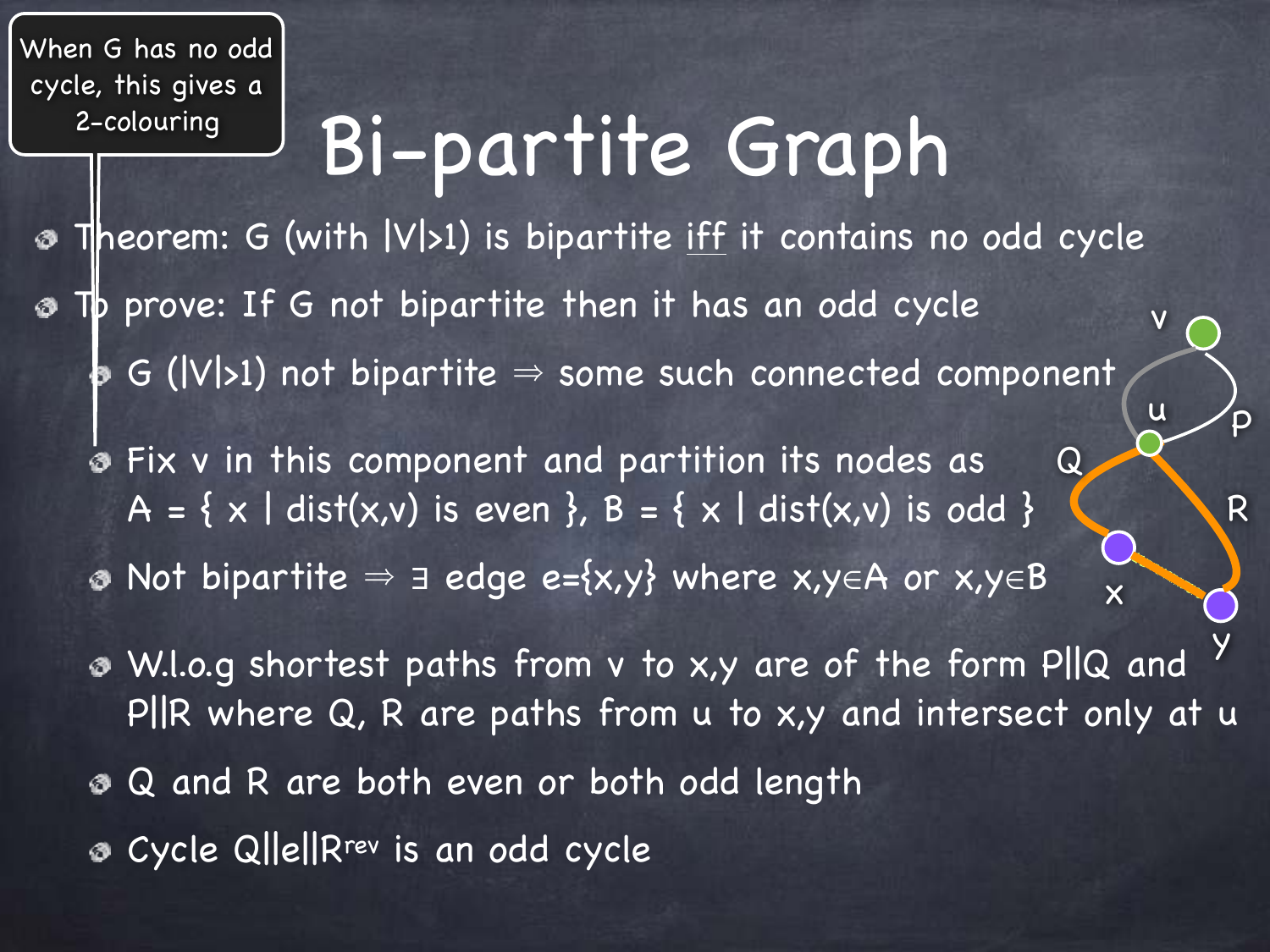> When G has no odd cycle, this gives a 2-colouring

# Bi-partite Graph

- Theorem: G (with $|V|>1$) is bipartite <u>iff</u> it contains no odd cycle
- To prove: If G not bipartite then it has an odd cycle
  - G ($|V|>1$) not bipartite $\Rightarrow$ some such connected component
  - Fix v in this component and partition its nodes as $A = \{ x \mid dist(x,v) \text{ is even} \}$, $B = \{ x \mid dist(x,v) \text{ is odd} \}$
  - Not bipartite $\Rightarrow$ $\exists$ edge $e=\{x,y\}$ where $x,y \in A$ or $x,y \in B$
  - W.l.o.g shortest paths from v to x,y are of the form P||Q and P||R where Q, R are paths from u to x,y and intersect only at u
  - Q and R are both even or both odd length
  - Cycle Q||e||$R^{rev}$ is an odd cycle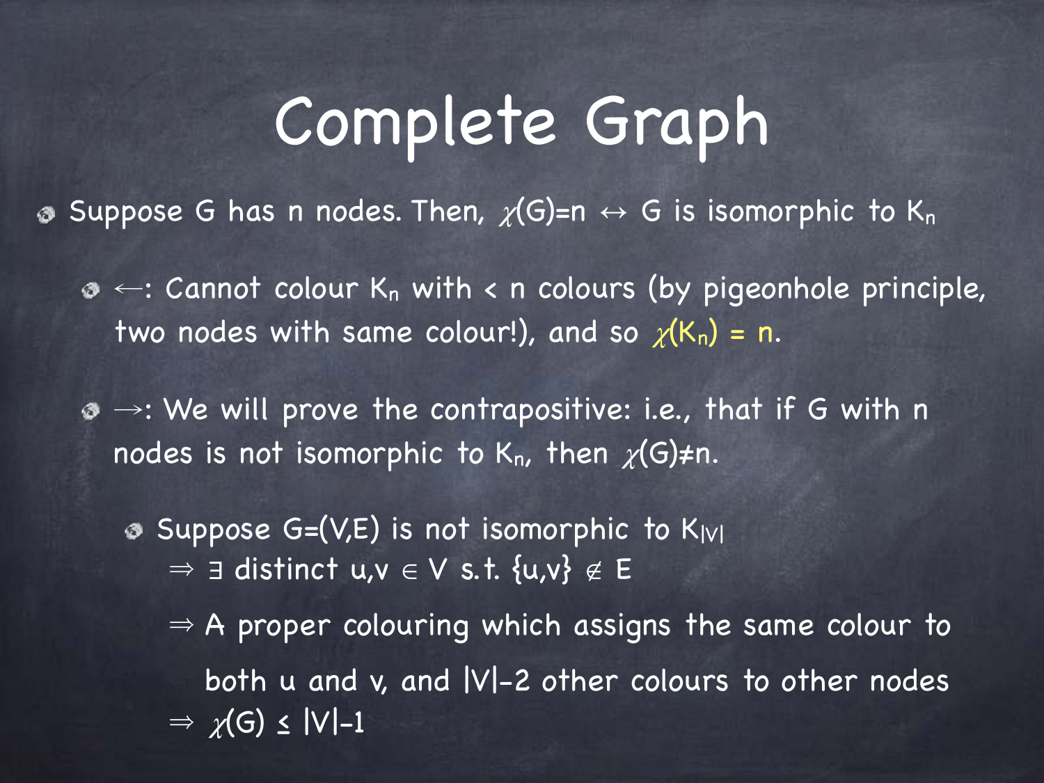# Complete Graph

- Suppose G has n nodes. Then, $\chi(G)=n \leftrightarrow$ G is isomorphic to $K_n$
  - $\leftarrow$: Cannot colour $K_n$ with < n colours (by pigeonhole principle, two nodes with same colour!), and so $\chi(K_n) = n$.
  - $\rightarrow$: We will prove the contrapositive: i.e., that if G with n nodes is not isomorphic to $K_n$, then $\chi(G) \neq n$.
    - Suppose $G=(V,E)$ is not isomorphic to $K_{|V|}$

      $\Rightarrow \exists$ distinct $u,v \in V$ s.t. $\{u,v\} \notin E$

      $\Rightarrow$ A proper colouring which assigns the same colour to both u and v, and $|V|-2$ other colours to other nodes

      $\Rightarrow \chi(G) \leq |V|-1$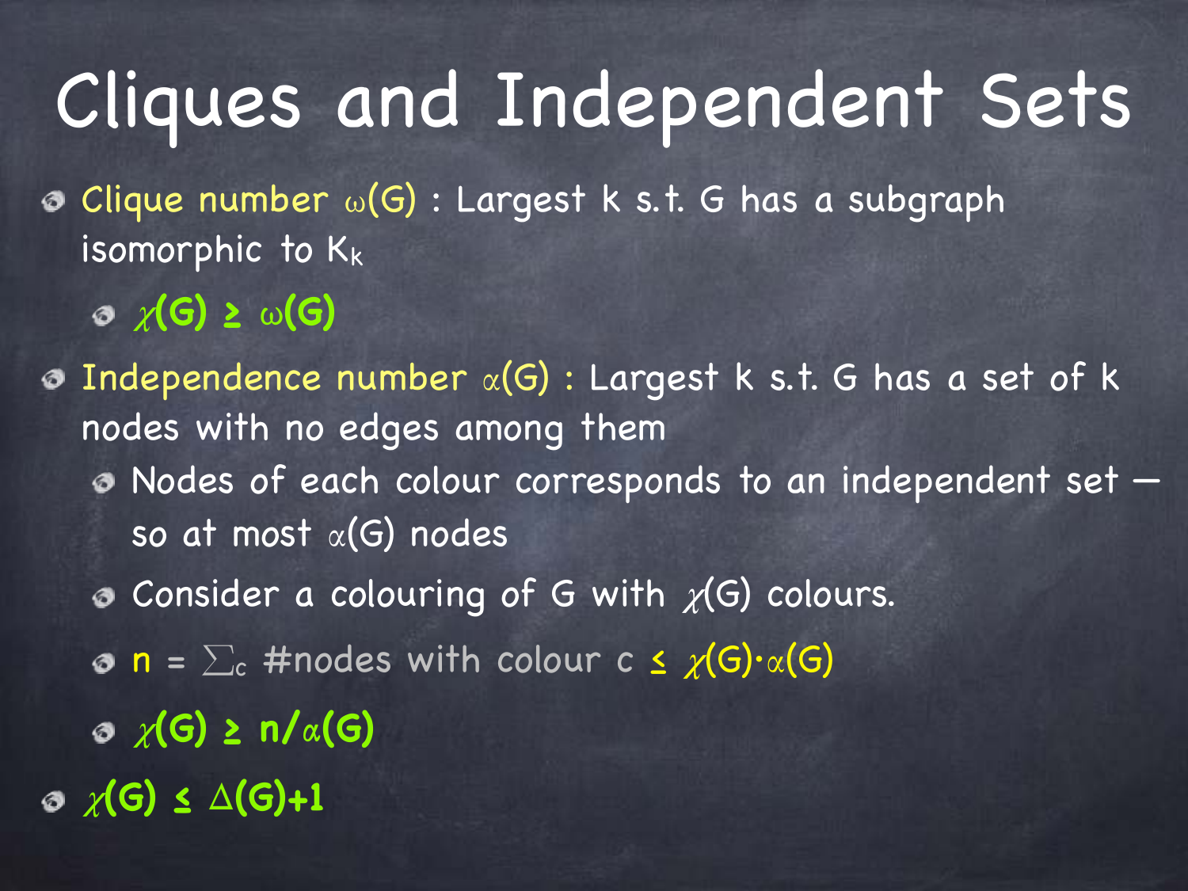# Cliques and Independent Sets

- **Clique number $\omega(G)$** : Largest k s.t. G has a subgraph isomorphic to $K_k$
  - $\chi(G) \geq \omega(G)$
- **Independence number $\alpha(G)$** : Largest k s.t. G has a set of k nodes with no edges among them
  - Nodes of each colour corresponds to an independent set — so at most $\alpha(G)$ nodes
  - Consider a colouring of G with $\chi(G)$ colours.
  - $n = \sum_c$ #nodes with colour c $\leq \chi(G) \cdot \alpha(G)$
  - $\chi(G) \geq n/\alpha(G)$
- $\chi(G) \leq \Delta(G)+1$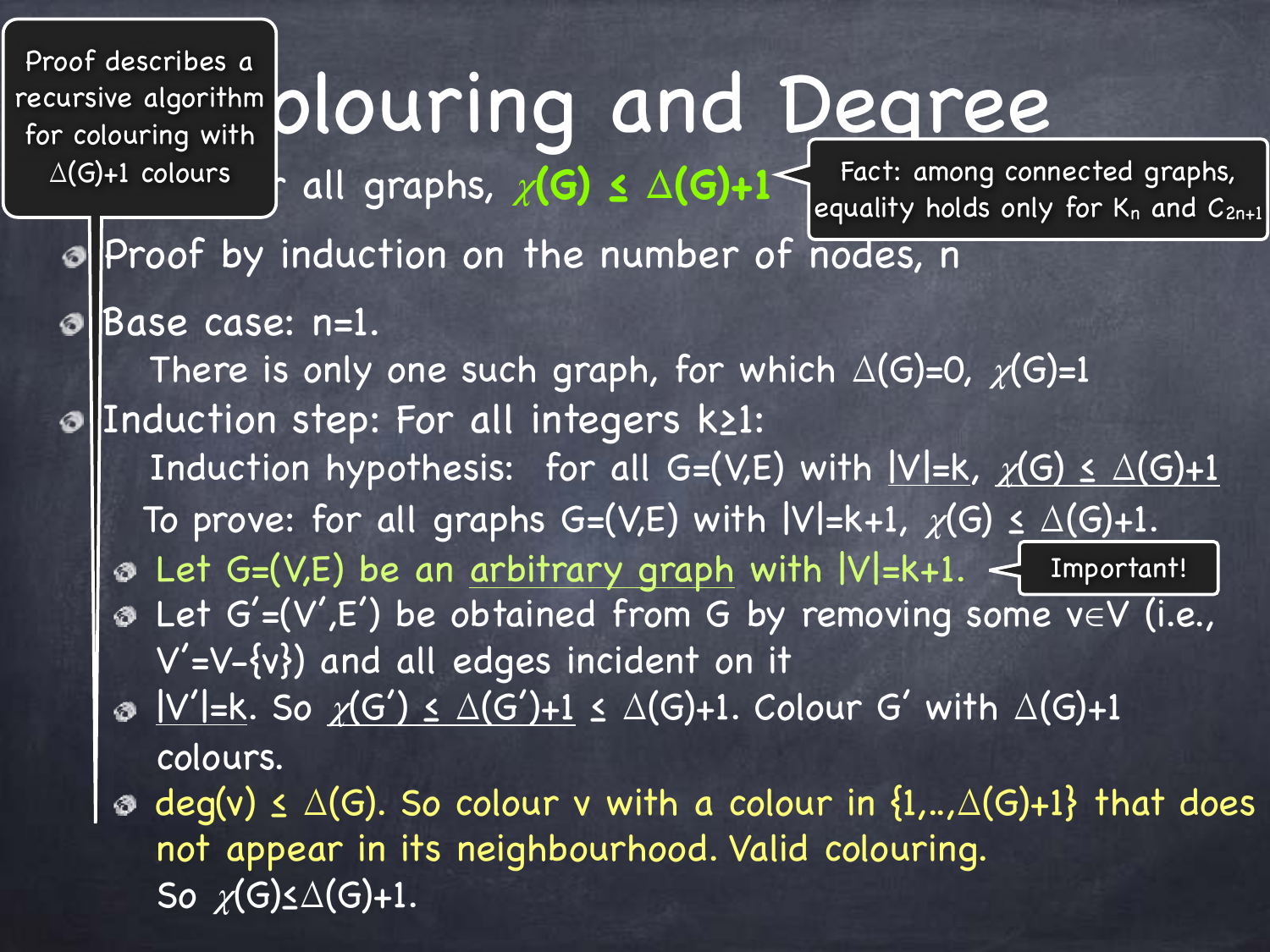# Colouring and Degree

> Proof describes a recursive algorithm for colouring with $\Delta(G)+1$ colours

- For all graphs, $\chi(G) \le \Delta(G)+1$

> Fact: among connected graphs, equality holds only for $K_n$ and $C_{2n+1}$

- Proof by induction on the number of nodes, n
- Base case: n=1.
  There is only one such graph, for which $\Delta(G)=0$, $\chi(G)=1$
- Induction step: For all integers $k \ge 1$:
  Induction hypothesis: for all $G=(V,E)$ with $|V|=k$, $\chi(G) \le \Delta(G)+1$
  To prove: for all graphs $G=(V,E)$ with $|V|=k+1$, $\chi(G) \le \Delta(G)+1$.
  - Let $G=(V,E)$ be an arbitrary graph with $|V|=k+1$. (Important!)
  - Let $G'=(V',E')$ be obtained from G by removing some $v \in V$ (i.e., $V'=V-\{v\}$) and all edges incident on it
  - $|V'|=k$. So $\chi(G') \le \Delta(G')+1 \le \Delta(G)+1$. Colour G′ with $\Delta(G)+1$ colours.
  - $\deg(v) \le \Delta(G)$. So colour v with a colour in $\{1,..,\Delta(G)+1\}$ that does not appear in its neighbourhood. Valid colouring.
    So $\chi(G) \le \Delta(G)+1$.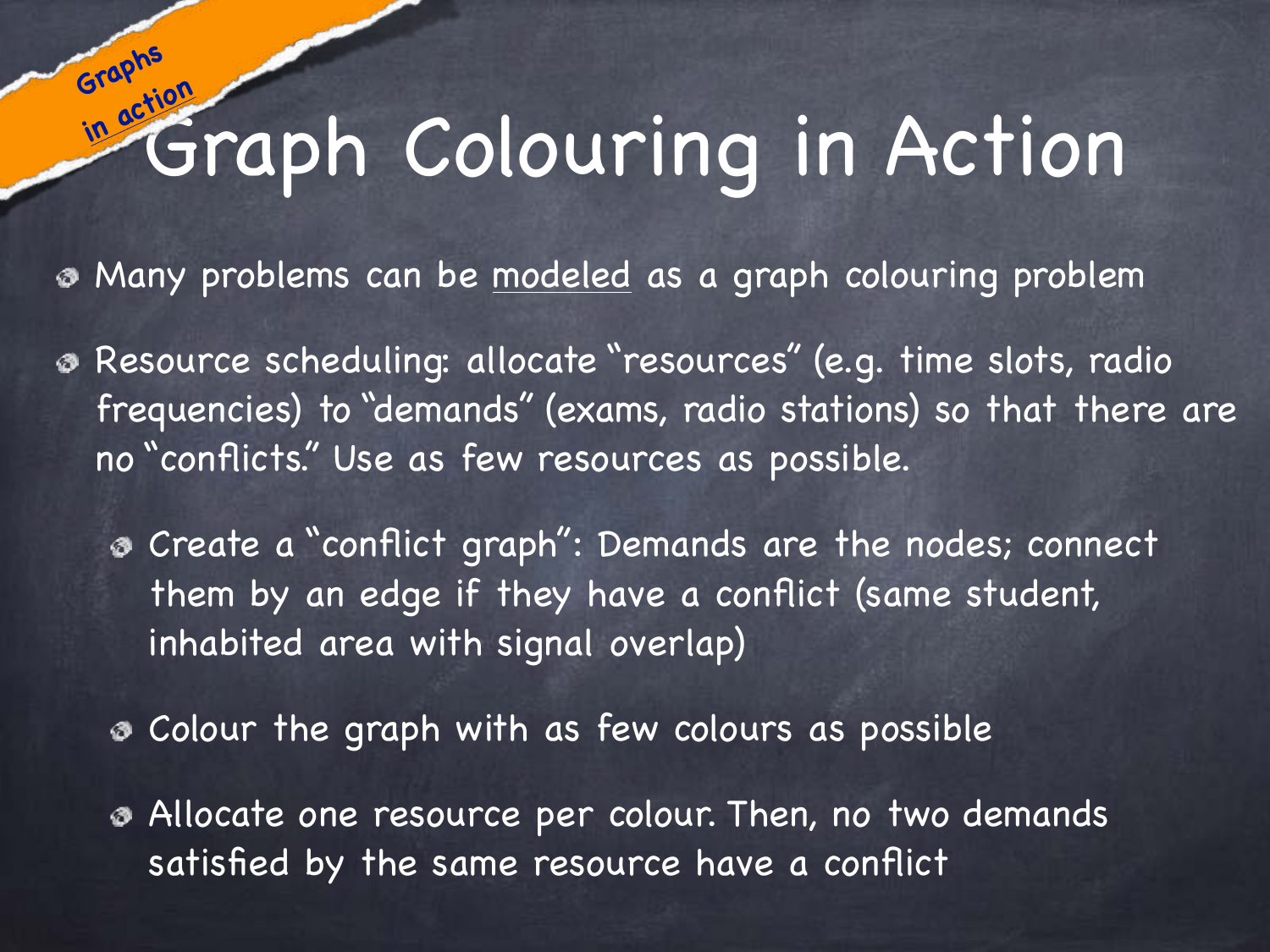Graphs in action

# Graph Colouring in Action

- Many problems can be modeled as a graph colouring problem
- Resource scheduling: allocate “resources” (e.g. time slots, radio frequencies) to “demands” (exams, radio stations) so that there are no “conflicts.” Use as few resources as possible.
  - Create a “conflict graph”: Demands are the nodes; connect them by an edge if they have a conflict (same student, inhabited area with signal overlap)
  - Colour the graph with as few colours as possible
  - Allocate one resource per colour. Then, no two demands satisfied by the same resource have a conflict